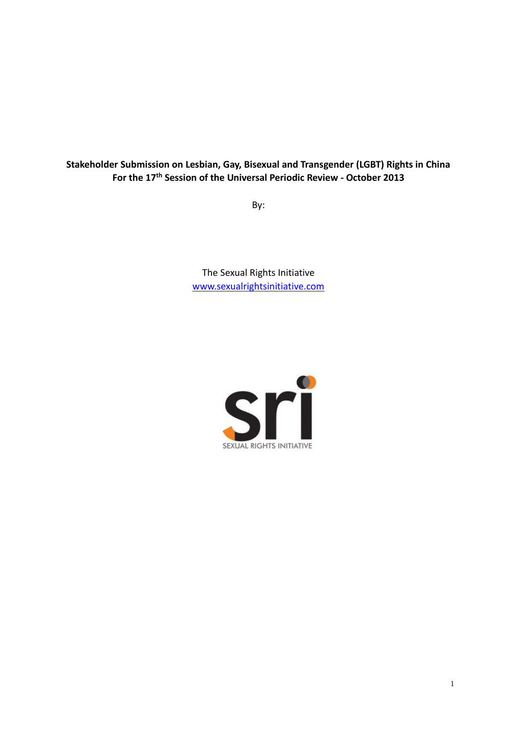**Stakeholder Submission on Lesbian, Gay, Bisexual and Transgender (LGBT) Rights in China**
**For the 17th Session of the Universal Periodic Review - October 2013**

By:

The Sexual Rights Initiative
[www.sexualrightsinitiative.com](http://www.sexualrightsinitiative.com)

SEXUAL RIGHTS INITIATIVE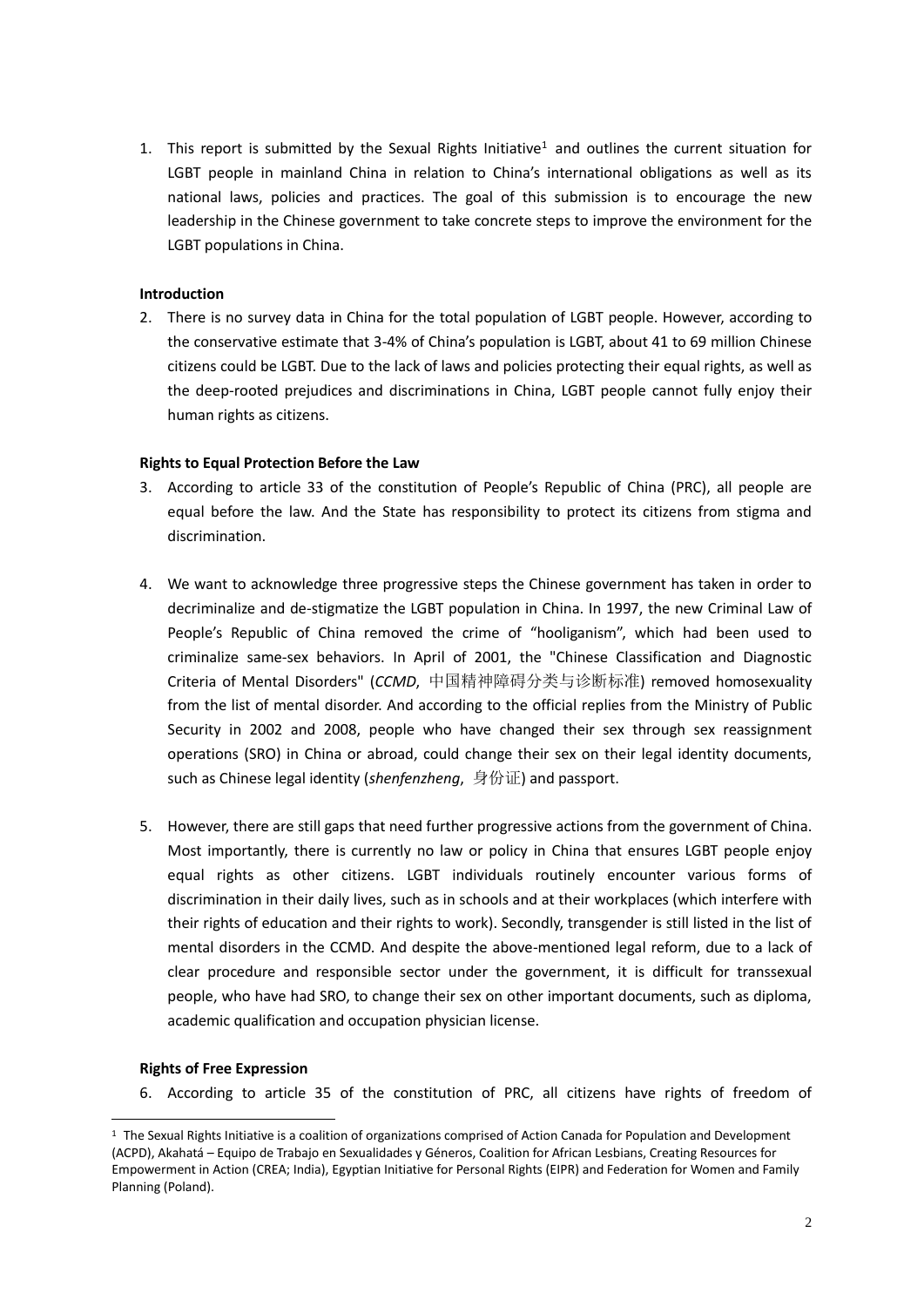1. This report is submitted by the Sexual Rights Initiative[1] and outlines the current situation for LGBT people in mainland China in relation to China's international obligations as well as its national laws, policies and practices. The goal of this submission is to encourage the new leadership in the Chinese government to take concrete steps to improve the environment for the LGBT populations in China.

**Introduction**

2. There is no survey data in China for the total population of LGBT people. However, according to the conservative estimate that 3-4% of China's population is LGBT, about 41 to 69 million Chinese citizens could be LGBT. Due to the lack of laws and policies protecting their equal rights, as well as the deep-rooted prejudices and discriminations in China, LGBT people cannot fully enjoy their human rights as citizens.

**Rights to Equal Protection Before the Law**

3. According to article 33 of the constitution of People's Republic of China (PRC), all people are equal before the law. And the State has responsibility to protect its citizens from stigma and discrimination.

4. We want to acknowledge three progressive steps the Chinese government has taken in order to decriminalize and de-stigmatize the LGBT population in China. In 1997, the new Criminal Law of People's Republic of China removed the crime of "hooliganism", which had been used to criminalize same-sex behaviors. In April of 2001, the "Chinese Classification and Diagnostic Criteria of Mental Disorders" (*CCMD*, 中国精神障碍分类与诊断标准) removed homosexuality from the list of mental disorder. And according to the official replies from the Ministry of Public Security in 2002 and 2008, people who have changed their sex through sex reassignment operations (SRO) in China or abroad, could change their sex on their legal identity documents, such as Chinese legal identity (*shenfenzheng*, 身份证) and passport.

5. However, there are still gaps that need further progressive actions from the government of China. Most importantly, there is currently no law or policy in China that ensures LGBT people enjoy equal rights as other citizens. LGBT individuals routinely encounter various forms of discrimination in their daily lives, such as in schools and at their workplaces (which interfere with their rights of education and their rights to work). Secondly, transgender is still listed in the list of mental disorders in the CCMD. And despite the above-mentioned legal reform, due to a lack of clear procedure and responsible sector under the government, it is difficult for transsexual people, who have had SRO, to change their sex on other important documents, such as diploma, academic qualification and occupation physician license.

**Rights of Free Expression**

6. According to article 35 of the constitution of PRC, all citizens have rights of freedom of

[1] The Sexual Rights Initiative is a coalition of organizations comprised of Action Canada for Population and Development (ACPD), Akahatá – Equipo de Trabajo en Sexualidades y Géneros, Coalition for African Lesbians, Creating Resources for Empowerment in Action (CREA; India), Egyptian Initiative for Personal Rights (EIPR) and Federation for Women and Family Planning (Poland).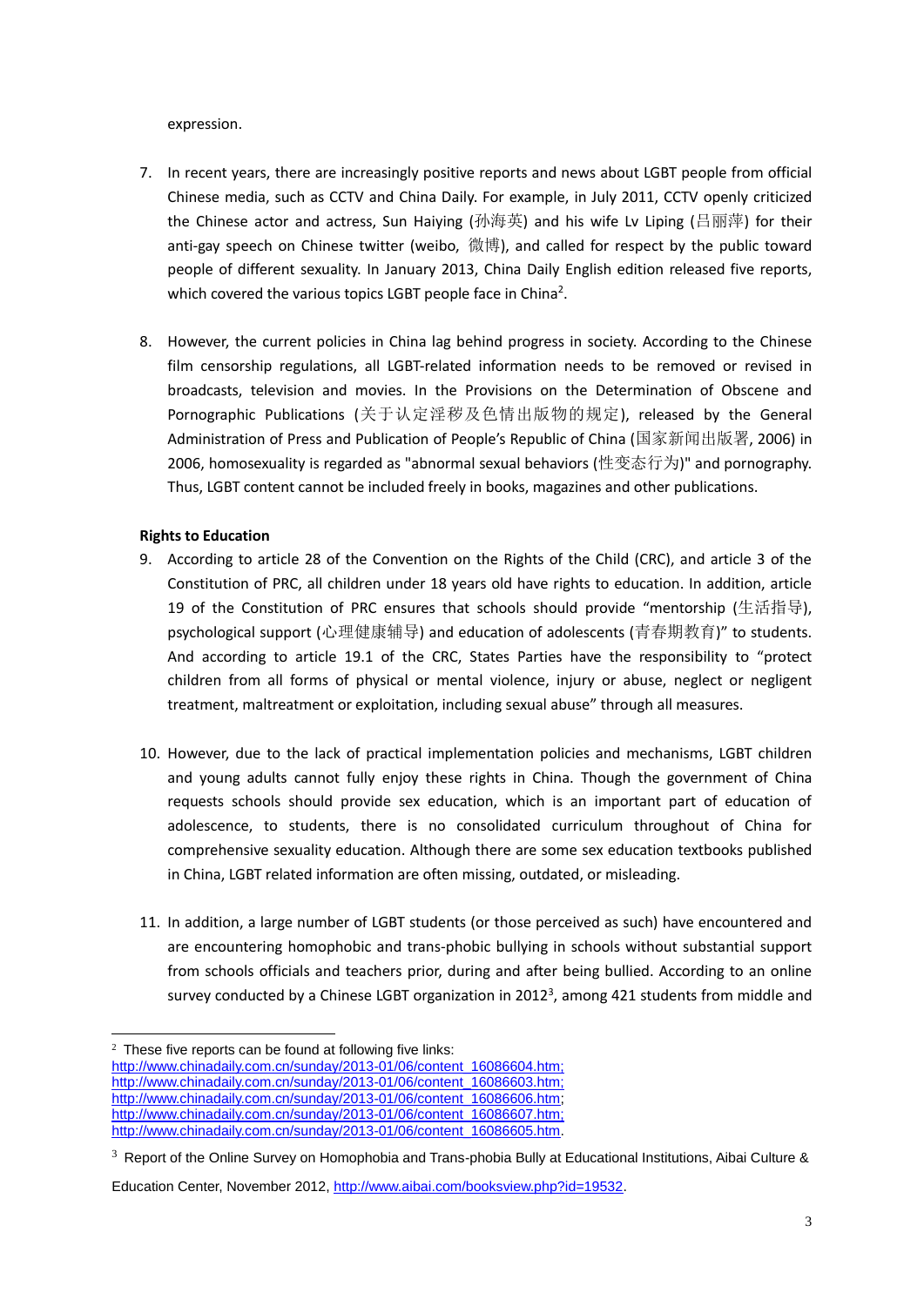expression.

7. In recent years, there are increasingly positive reports and news about LGBT people from official Chinese media, such as CCTV and China Daily. For example, in July 2011, CCTV openly criticized the Chinese actor and actress, Sun Haiying (孙海英) and his wife Lv Liping (吕丽萍) for their anti-gay speech on Chinese twitter (weibo, 微博), and called for respect by the public toward people of different sexuality. In January 2013, China Daily English edition released five reports, which covered the various topics LGBT people face in China[2].

8. However, the current policies in China lag behind progress in society. According to the Chinese film censorship regulations, all LGBT-related information needs to be removed or revised in broadcasts, television and movies. In the Provisions on the Determination of Obscene and Pornographic Publications (关于认定淫秽及色情出版物的规定), released by the General Administration of Press and Publication of People's Republic of China (国家新闻出版署, 2006) in 2006, homosexuality is regarded as "abnormal sexual behaviors (性变态行为)" and pornography. Thus, LGBT content cannot be included freely in books, magazines and other publications.

**Rights to Education**

9. According to article 28 of the Convention on the Rights of the Child (CRC), and article 3 of the Constitution of PRC, all children under 18 years old have rights to education. In addition, article 19 of the Constitution of PRC ensures that schools should provide "mentorship (生活指导), psychological support (心理健康辅导) and education of adolescents (青春期教育)" to students. And according to article 19.1 of the CRC, States Parties have the responsibility to "protect children from all forms of physical or mental violence, injury or abuse, neglect or negligent treatment, maltreatment or exploitation, including sexual abuse" through all measures.

10. However, due to the lack of practical implementation policies and mechanisms, LGBT children and young adults cannot fully enjoy these rights in China. Though the government of China requests schools should provide sex education, which is an important part of education of adolescence, to students, there is no consolidated curriculum throughout of China for comprehensive sexuality education. Although there are some sex education textbooks published in China, LGBT related information are often missing, outdated, or misleading.

11. In addition, a large number of LGBT students (or those perceived as such) have encountered and are encountering homophobic and trans-phobic bullying in schools without substantial support from schools officials and teachers prior, during and after being bullied. According to an online survey conducted by a Chinese LGBT organization in 2012[3], among 421 students from middle and

---

[2] These five reports can be found at following five links: http://www.chinadaily.com.cn/sunday/2013-01/06/content_16086604.htm; http://www.chinadaily.com.cn/sunday/2013-01/06/content_16086603.htm; http://www.chinadaily.com.cn/sunday/2013-01/06/content_16086606.htm; http://www.chinadaily.com.cn/sunday/2013-01/06/content_16086607.htm; http://www.chinadaily.com.cn/sunday/2013-01/06/content_16086605.htm.

[3] Report of the Online Survey on Homophobia and Trans-phobia Bully at Educational Institutions, Aibai Culture & Education Center, November 2012, http://www.aibai.com/booksview.php?id=19532.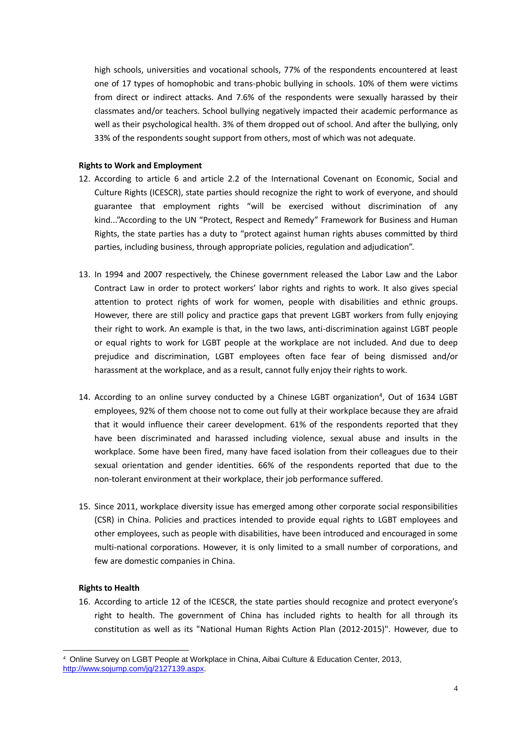high schools, universities and vocational schools, 77% of the respondents encountered at least one of 17 types of homophobic and trans-phobic bullying in schools. 10% of them were victims from direct or indirect attacks. And 7.6% of the respondents were sexually harassed by their classmates and/or teachers. School bullying negatively impacted their academic performance as well as their psychological health. 3% of them dropped out of school. And after the bullying, only 33% of the respondents sought support from others, most of which was not adequate.

**Rights to Work and Employment**

12. According to article 6 and article 2.2 of the International Covenant on Economic, Social and Culture Rights (ICESCR), state parties should recognize the right to work of everyone, and should guarantee that employment rights "will be exercised without discrimination of any kind..."According to the UN "Protect, Respect and Remedy" Framework for Business and Human Rights, the state parties has a duty to "protect against human rights abuses committed by third parties, including business, through appropriate policies, regulation and adjudication".

13. In 1994 and 2007 respectively, the Chinese government released the Labor Law and the Labor Contract Law in order to protect workers' labor rights and rights to work. It also gives special attention to protect rights of work for women, people with disabilities and ethnic groups. However, there are still policy and practice gaps that prevent LGBT workers from fully enjoying their right to work. An example is that, in the two laws, anti-discrimination against LGBT people or equal rights to work for LGBT people at the workplace are not included. And due to deep prejudice and discrimination, LGBT employees often face fear of being dismissed and/or harassment at the workplace, and as a result, cannot fully enjoy their rights to work.

14. According to an online survey conducted by a Chinese LGBT organization[4], Out of 1634 LGBT employees, 92% of them choose not to come out fully at their workplace because they are afraid that it would influence their career development. 61% of the respondents reported that they have been discriminated and harassed including violence, sexual abuse and insults in the workplace. Some have been fired, many have faced isolation from their colleagues due to their sexual orientation and gender identities. 66% of the respondents reported that due to the non-tolerant environment at their workplace, their job performance suffered.

15. Since 2011, workplace diversity issue has emerged among other corporate social responsibilities (CSR) in China. Policies and practices intended to provide equal rights to LGBT employees and other employees, such as people with disabilities, have been introduced and encouraged in some multi-national corporations. However, it is only limited to a small number of corporations, and few are domestic companies in China.

**Rights to Health**

16. According to article 12 of the ICESCR, the state parties should recognize and protect everyone's right to health. The government of China has included rights to health for all through its constitution as well as its "National Human Rights Action Plan (2012-2015)". However, due to

[4] Online Survey on LGBT People at Workplace in China, Aibai Culture & Education Center, 2013, http://www.sojump.com/jq/2127139.aspx.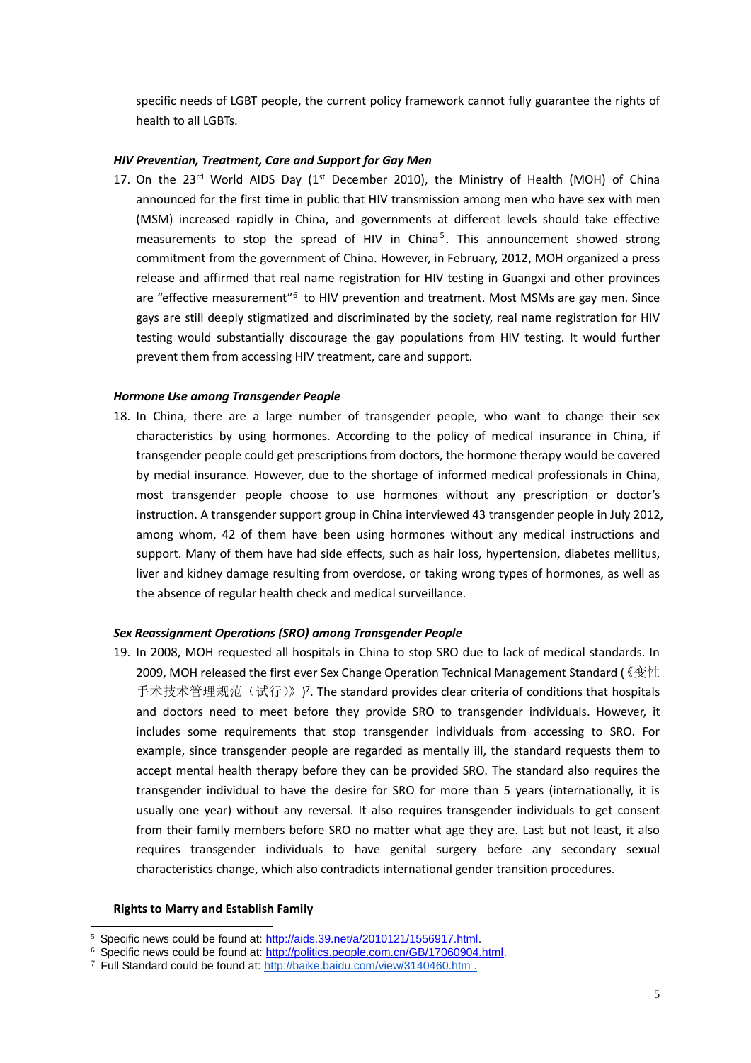specific needs of LGBT people, the current policy framework cannot fully guarantee the rights of health to all LGBTs.

***HIV Prevention, Treatment, Care and Support for Gay Men***

17. On the 23rd World AIDS Day (1st December 2010), the Ministry of Health (MOH) of China announced for the first time in public that HIV transmission among men who have sex with men (MSM) increased rapidly in China, and governments at different levels should take effective measurements to stop the spread of HIV in China[5]. This announcement showed strong commitment from the government of China. However, in February, 2012, MOH organized a press release and affirmed that real name registration for HIV testing in Guangxi and other provinces are "effective measurement"[6] to HIV prevention and treatment. Most MSMs are gay men. Since gays are still deeply stigmatized and discriminated by the society, real name registration for HIV testing would substantially discourage the gay populations from HIV testing. It would further prevent them from accessing HIV treatment, care and support.

***Hormone Use among Transgender People***

18. In China, there are a large number of transgender people, who want to change their sex characteristics by using hormones. According to the policy of medical insurance in China, if transgender people could get prescriptions from doctors, the hormone therapy would be covered by medial insurance. However, due to the shortage of informed medical professionals in China, most transgender people choose to use hormones without any prescription or doctor's instruction. A transgender support group in China interviewed 43 transgender people in July 2012, among whom, 42 of them have been using hormones without any medical instructions and support. Many of them have had side effects, such as hair loss, hypertension, diabetes mellitus, liver and kidney damage resulting from overdose, or taking wrong types of hormones, as well as the absence of regular health check and medical surveillance.

***Sex Reassignment Operations (SRO) among Transgender People***

19. In 2008, MOH requested all hospitals in China to stop SRO due to lack of medical standards. In 2009, MOH released the first ever Sex Change Operation Technical Management Standard (《变性手术技术管理规范（试行）》)[7]. The standard provides clear criteria of conditions that hospitals and doctors need to meet before they provide SRO to transgender individuals. However, it includes some requirements that stop transgender individuals from accessing to SRO. For example, since transgender people are regarded as mentally ill, the standard requests them to accept mental health therapy before they can be provided SRO. The standard also requires the transgender individual to have the desire for SRO for more than 5 years (internationally, it is usually one year) without any reversal. It also requires transgender individuals to get consent from their family members before SRO no matter what age they are. Last but not least, it also requires transgender individuals to have genital surgery before any secondary sexual characteristics change, which also contradicts international gender transition procedures.

**Rights to Marry and Establish Family**

---

[5] Specific news could be found at: http://aids.39.net/a/2010121/1556917.html.

[6] Specific news could be found at: http://politics.people.com.cn/GB/17060904.html.

[7] Full Standard could be found at: http://baike.baidu.com/view/3140460.htm .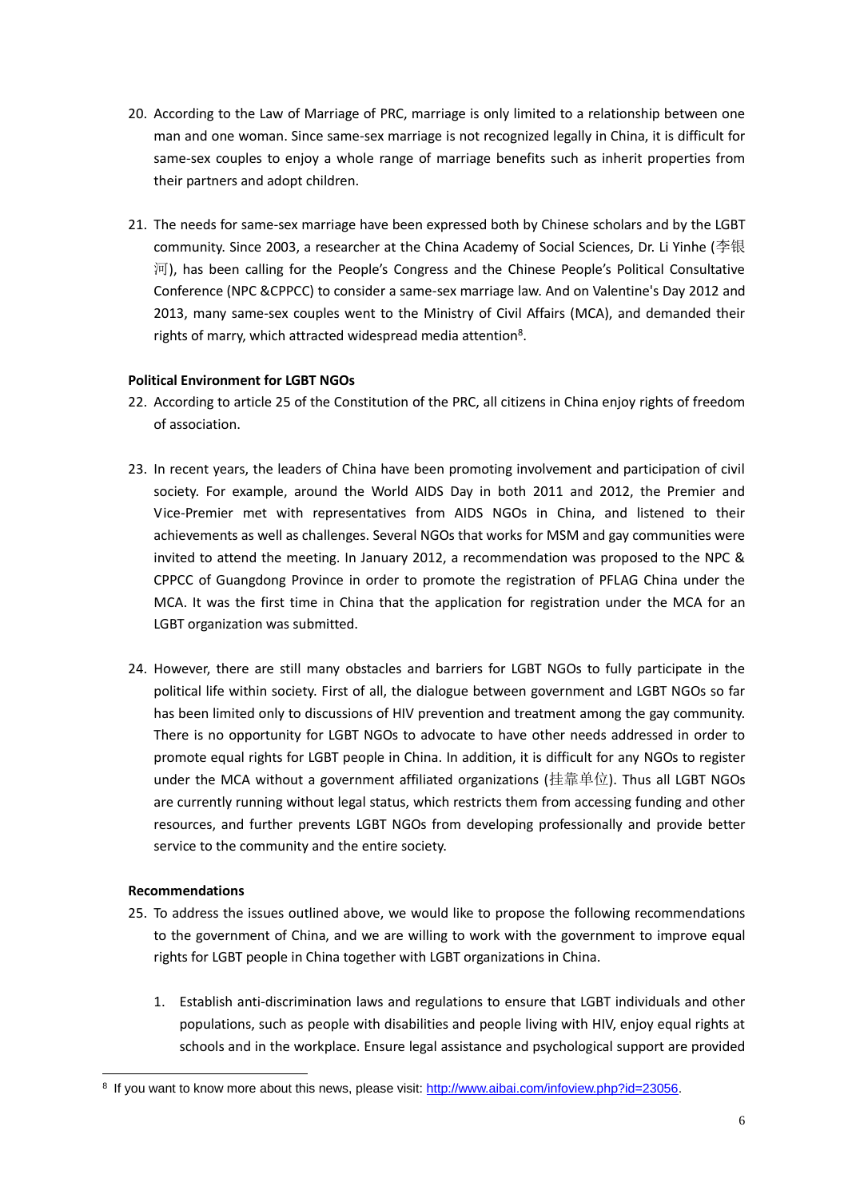20. According to the Law of Marriage of PRC, marriage is only limited to a relationship between one man and one woman. Since same-sex marriage is not recognized legally in China, it is difficult for same-sex couples to enjoy a whole range of marriage benefits such as inherit properties from their partners and adopt children.

21. The needs for same-sex marriage have been expressed both by Chinese scholars and by the LGBT community. Since 2003, a researcher at the China Academy of Social Sciences, Dr. Li Yinhe (李银河), has been calling for the People's Congress and the Chinese People's Political Consultative Conference (NPC &CPPCC) to consider a same-sex marriage law. And on Valentine's Day 2012 and 2013, many same-sex couples went to the Ministry of Civil Affairs (MCA), and demanded their rights of marry, which attracted widespread media attention[8].

**Political Environment for LGBT NGOs**

22. According to article 25 of the Constitution of the PRC, all citizens in China enjoy rights of freedom of association.

23. In recent years, the leaders of China have been promoting involvement and participation of civil society. For example, around the World AIDS Day in both 2011 and 2012, the Premier and Vice-Premier met with representatives from AIDS NGOs in China, and listened to their achievements as well as challenges. Several NGOs that works for MSM and gay communities were invited to attend the meeting. In January 2012, a recommendation was proposed to the NPC & CPPCC of Guangdong Province in order to promote the registration of PFLAG China under the MCA. It was the first time in China that the application for registration under the MCA for an LGBT organization was submitted.

24. However, there are still many obstacles and barriers for LGBT NGOs to fully participate in the political life within society. First of all, the dialogue between government and LGBT NGOs so far has been limited only to discussions of HIV prevention and treatment among the gay community. There is no opportunity for LGBT NGOs to advocate to have other needs addressed in order to promote equal rights for LGBT people in China. In addition, it is difficult for any NGOs to register under the MCA without a government affiliated organizations (挂靠单位). Thus all LGBT NGOs are currently running without legal status, which restricts them from accessing funding and other resources, and further prevents LGBT NGOs from developing professionally and provide better service to the community and the entire society.

**Recommendations**

25. To address the issues outlined above, we would like to propose the following recommendations to the government of China, and we are willing to work with the government to improve equal rights for LGBT people in China together with LGBT organizations in China.

    1. Establish anti-discrimination laws and regulations to ensure that LGBT individuals and other populations, such as people with disabilities and people living with HIV, enjoy equal rights at schools and in the workplace. Ensure legal assistance and psychological support are provided

[8] If you want to know more about this news, please visit: http://www.aibai.com/infoview.php?id=23056.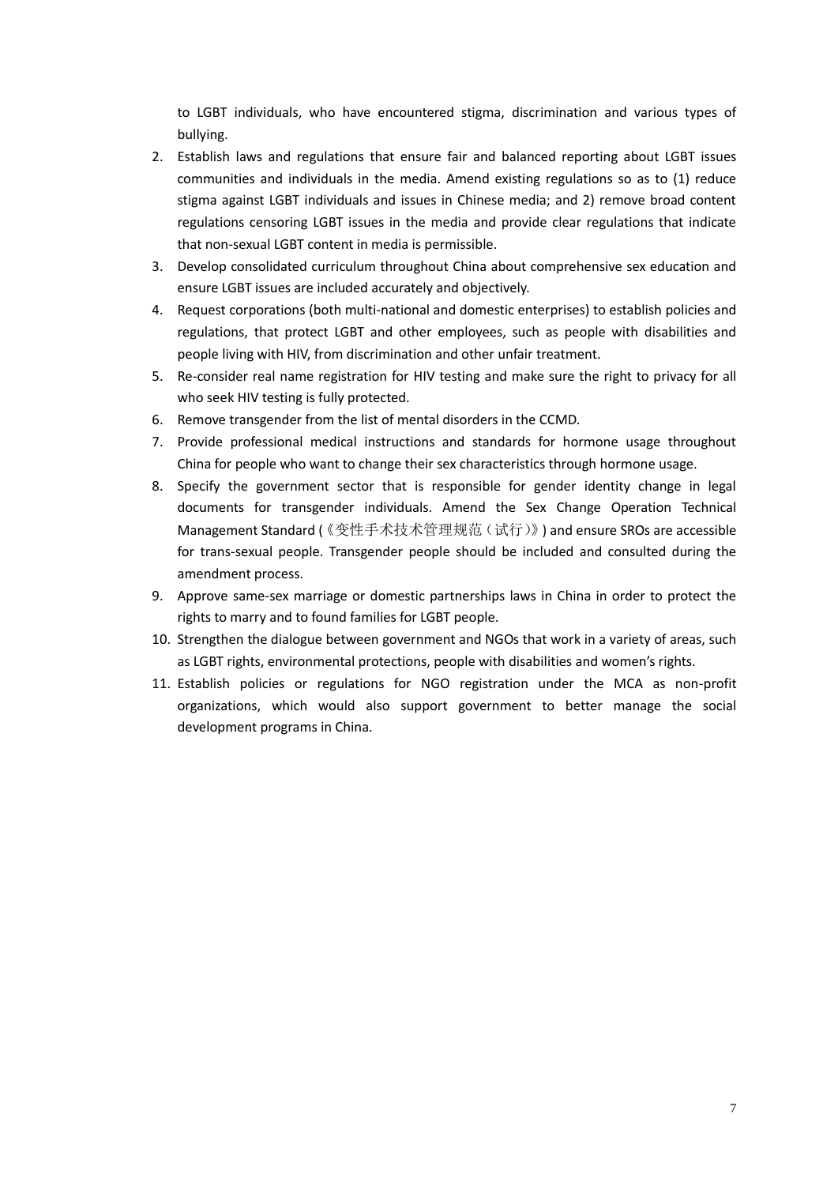to LGBT individuals, who have encountered stigma, discrimination and various types of bullying.

2. Establish laws and regulations that ensure fair and balanced reporting about LGBT issues communities and individuals in the media. Amend existing regulations so as to (1) reduce stigma against LGBT individuals and issues in Chinese media; and 2) remove broad content regulations censoring LGBT issues in the media and provide clear regulations that indicate that non-sexual LGBT content in media is permissible.
3. Develop consolidated curriculum throughout China about comprehensive sex education and ensure LGBT issues are included accurately and objectively.
4. Request corporations (both multi-national and domestic enterprises) to establish policies and regulations, that protect LGBT and other employees, such as people with disabilities and people living with HIV, from discrimination and other unfair treatment.
5. Re-consider real name registration for HIV testing and make sure the right to privacy for all who seek HIV testing is fully protected.
6. Remove transgender from the list of mental disorders in the CCMD.
7. Provide professional medical instructions and standards for hormone usage throughout China for people who want to change their sex characteristics through hormone usage.
8. Specify the government sector that is responsible for gender identity change in legal documents for transgender individuals. Amend the Sex Change Operation Technical Management Standard (《变性手术技术管理规范（试行）》) and ensure SROs are accessible for trans-sexual people. Transgender people should be included and consulted during the amendment process.
9. Approve same-sex marriage or domestic partnerships laws in China in order to protect the rights to marry and to found families for LGBT people.
10. Strengthen the dialogue between government and NGOs that work in a variety of areas, such as LGBT rights, environmental protections, people with disabilities and women's rights.
11. Establish policies or regulations for NGO registration under the MCA as non-profit organizations, which would also support government to better manage the social development programs in China.